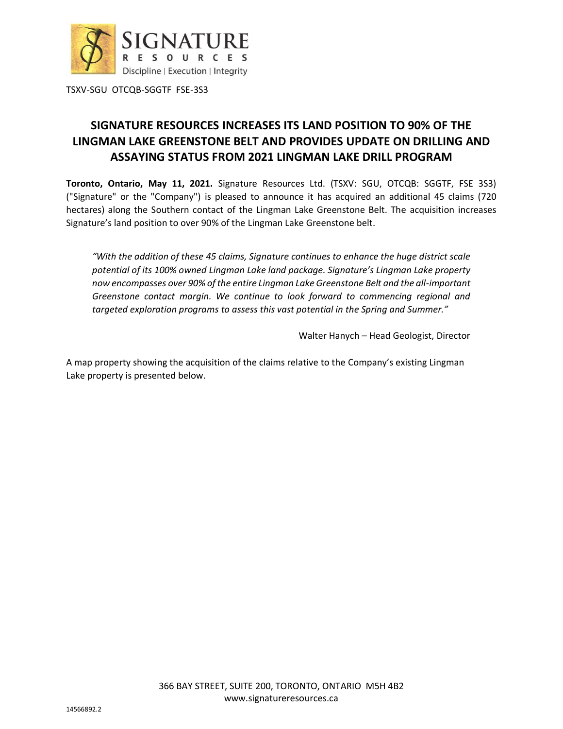TSXV-SGU OTCQB-SGGTF FSE-3S3

# SIGNATURE RESOURCES INCREASES ITS LAND POSITION TO 90% OF THE LINGMAN LAKE GREENSTONE BELT AND PROVIDES UPDATE ON DRILLING AND ASSAYING STATUS FROM 2021 LINGMAN LAKE DRILL PROGRAM

**Toronto, Ontario, May 11, 2021.** Signature Resources Ltd. (TSXV: SGU, OTCQB: SGGTF, FSE 3S3) ("Signature" or the "Company") is pleased to announce it has acquired an additional 45 claims (720 hectares) along the Southern contact of the Lingman Lake Greenstone Belt. The acquisition increases Signature's land position to over 90% of the Lingman Lake Greenstone belt.

> *"With the addition of these 45 claims, Signature continues to enhance the huge district scale potential of its 100% owned Lingman Lake land package. Signature's Lingman Lake property now encompasses over 90% of the entire Lingman Lake Greenstone Belt and the all-important Greenstone contact margin. We continue to look forward to commencing regional and targeted exploration programs to assess this vast potential in the Spring and Summer."*
>
> Walter Hanych – Head Geologist, Director

A map property showing the acquisition of the claims relative to the Company's existing Lingman Lake property is presented below.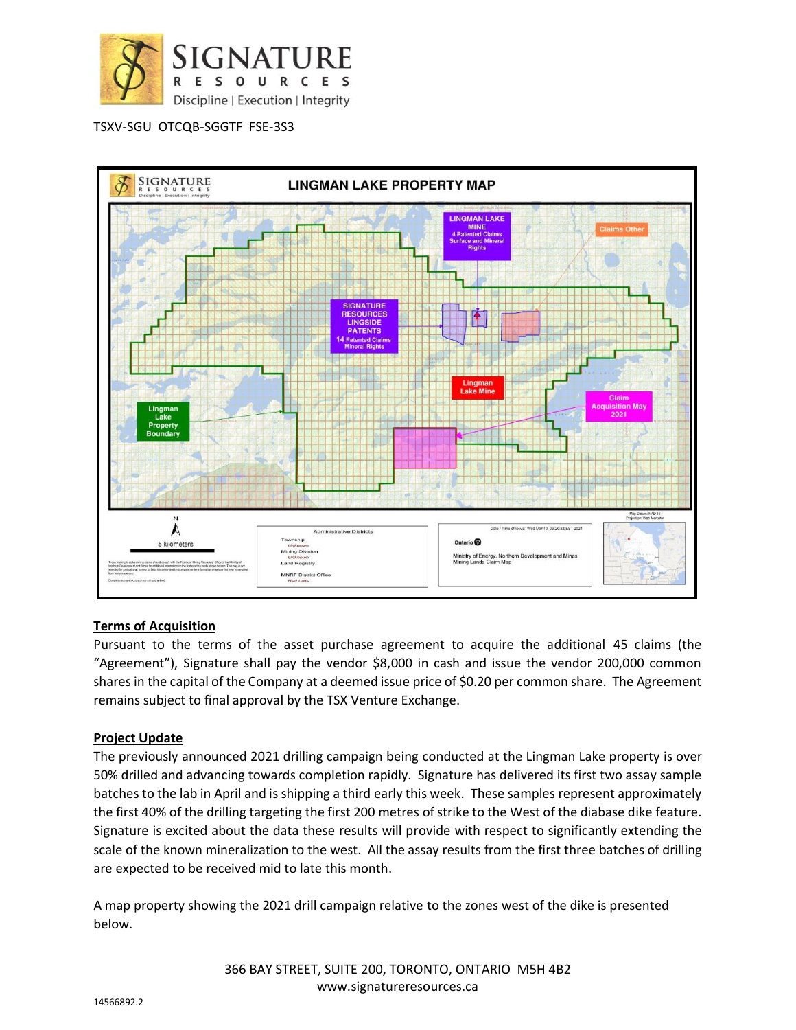TSXV-SGU OTCQB-SGGTF FSE-3S3

## Terms of Acquisition

Pursuant to the terms of the asset purchase agreement to acquire the additional 45 claims (the "Agreement"), Signature shall pay the vendor $8,000 in cash and issue the vendor 200,000 common shares in the capital of the Company at a deemed issue price of $0.20 per common share. The Agreement remains subject to final approval by the TSX Venture Exchange.

## Project Update

The previously announced 2021 drilling campaign being conducted at the Lingman Lake property is over 50% drilled and advancing towards completion rapidly. Signature has delivered its first two assay sample batches to the lab in April and is shipping a third early this week. These samples represent approximately the first 40% of the drilling targeting the first 200 metres of strike to the West of the diabase dike feature. Signature is excited about the data these results will provide with respect to significantly extending the scale of the known mineralization to the west. All the assay results from the first three batches of drilling are expected to be received mid to late this month.

A map property showing the 2021 drill campaign relative to the zones west of the dike is presented below.

366 BAY STREET, SUITE 200, TORONTO, ONTARIO M5H 4B2
www.signatureresources.ca

14566892.2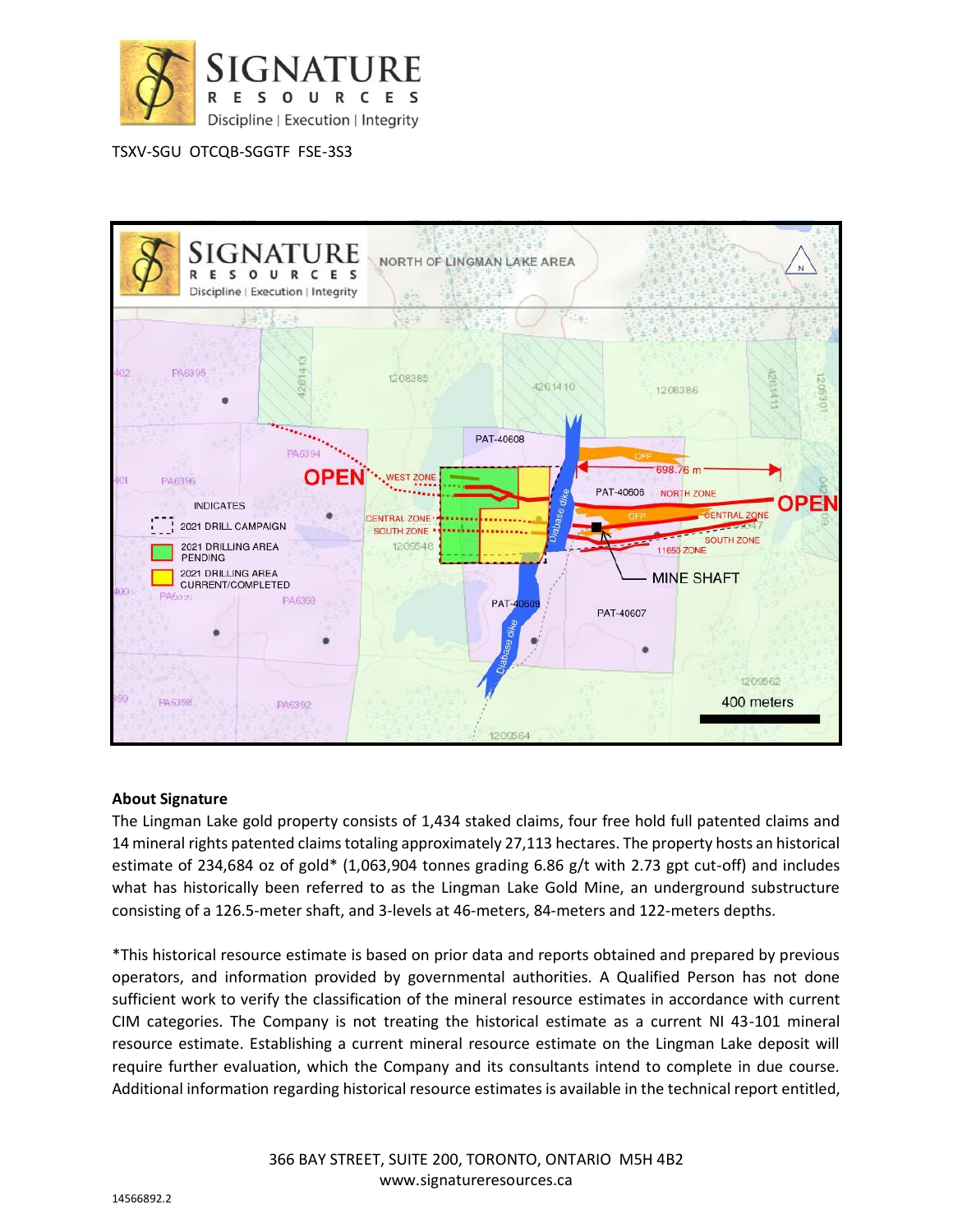TSXV-SGU OTCQB-SGGTF FSE-3S3

**About Signature**

The Lingman Lake gold property consists of 1,434 staked claims, four free hold full patented claims and 14 mineral rights patented claims totaling approximately 27,113 hectares. The property hosts an historical estimate of 234,684 oz of gold* (1,063,904 tonnes grading 6.86 g/t with 2.73 gpt cut-off) and includes what has historically been referred to as the Lingman Lake Gold Mine, an underground substructure consisting of a 126.5-meter shaft, and 3-levels at 46-meters, 84-meters and 122-meters depths.

*This historical resource estimate is based on prior data and reports obtained and prepared by previous operators, and information provided by governmental authorities. A Qualified Person has not done sufficient work to verify the classification of the mineral resource estimates in accordance with current CIM categories. The Company is not treating the historical estimate as a current NI 43-101 mineral resource estimate. Establishing a current mineral resource estimate on the Lingman Lake deposit will require further evaluation, which the Company and its consultants intend to complete in due course. Additional information regarding historical resource estimates is available in the technical report entitled,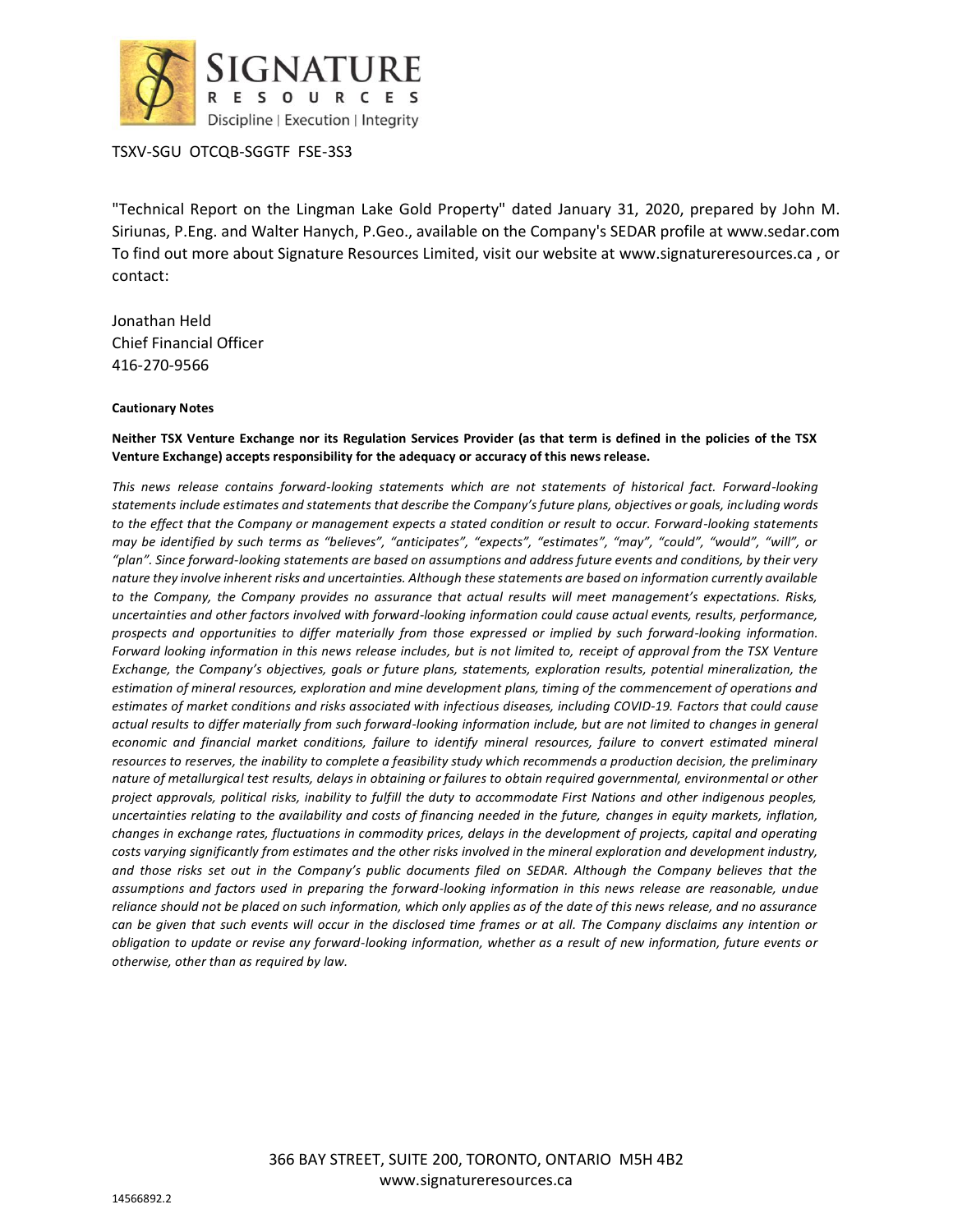TSXV-SGU OTCQB-SGGTF FSE-3S3

"Technical Report on the Lingman Lake Gold Property" dated January 31, 2020, prepared by John M. Siriunas, P.Eng. and Walter Hanych, P.Geo., available on the Company's SEDAR profile at www.sedar.com To find out more about Signature Resources Limited, visit our website at www.signatureresources.ca , or contact:

Jonathan Held
Chief Financial Officer
416-270-9566

**Cautionary Notes**

**Neither TSX Venture Exchange nor its Regulation Services Provider (as that term is defined in the policies of the TSX Venture Exchange) accepts responsibility for the adequacy or accuracy of this news release.**

*This news release contains forward-looking statements which are not statements of historical fact. Forward-looking statements include estimates and statements that describe the Company's future plans, objectives or goals, including words to the effect that the Company or management expects a stated condition or result to occur. Forward-looking statements may be identified by such terms as "believes", "anticipates", "expects", "estimates", "may", "could", "would", "will", or "plan". Since forward-looking statements are based on assumptions and address future events and conditions, by their very nature they involve inherent risks and uncertainties. Although these statements are based on information currently available to the Company, the Company provides no assurance that actual results will meet management's expectations. Risks, uncertainties and other factors involved with forward-looking information could cause actual events, results, performance, prospects and opportunities to differ materially from those expressed or implied by such forward-looking information. Forward looking information in this news release includes, but is not limited to, receipt of approval from the TSX Venture Exchange, the Company's objectives, goals or future plans, statements, exploration results, potential mineralization, the estimation of mineral resources, exploration and mine development plans, timing of the commencement of operations and estimates of market conditions and risks associated with infectious diseases, including COVID-19. Factors that could cause actual results to differ materially from such forward-looking information include, but are not limited to changes in general economic and financial market conditions, failure to identify mineral resources, failure to convert estimated mineral resources to reserves, the inability to complete a feasibility study which recommends a production decision, the preliminary nature of metallurgical test results, delays in obtaining or failures to obtain required governmental, environmental or other project approvals, political risks, inability to fulfill the duty to accommodate First Nations and other indigenous peoples, uncertainties relating to the availability and costs of financing needed in the future, changes in equity markets, inflation, changes in exchange rates, fluctuations in commodity prices, delays in the development of projects, capital and operating costs varying significantly from estimates and the other risks involved in the mineral exploration and development industry, and those risks set out in the Company's public documents filed on SEDAR. Although the Company believes that the assumptions and factors used in preparing the forward-looking information in this news release are reasonable, undue reliance should not be placed on such information, which only applies as of the date of this news release, and no assurance can be given that such events will occur in the disclosed time frames or at all. The Company disclaims any intention or obligation to update or revise any forward-looking information, whether as a result of new information, future events or otherwise, other than as required by law.*

366 BAY STREET, SUITE 200, TORONTO, ONTARIO M5H 4B2
www.signatureresources.ca

14566892.2